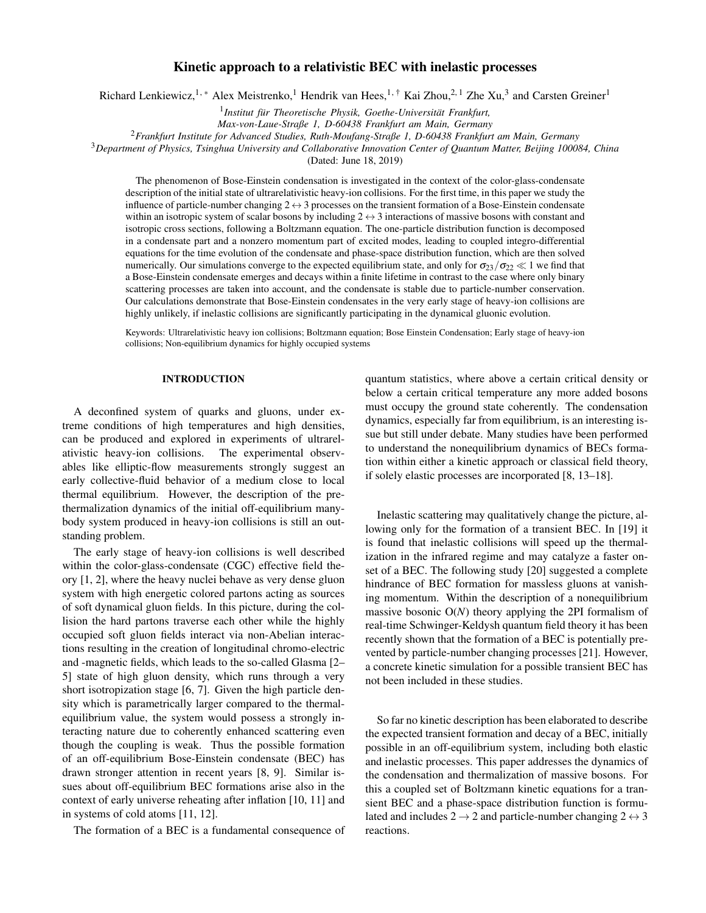# Kinetic approach to a relativistic BEC with inelastic processes

Richard Lenkiewicz,[1,*] Alex Meistrenko,[1] Hendrik van Hees,[1,†] Kai Zhou,[2,1] Zhe Xu,[3] and Carsten Greiner[1]

[1] *Institut für Theoretische Physik, Goethe-Universität Frankfurt, Max-von-Laue-Straße 1, D-60438 Frankfurt am Main, Germany*

[2] *Frankfurt Institute for Advanced Studies, Ruth-Moufang-Straße 1, D-60438 Frankfurt am Main, Germany*

[3] *Department of Physics, Tsinghua University and Collaborative Innovation Center of Quantum Matter, Beijing 100084, China*

(Dated: June 18, 2019)

The phenomenon of Bose-Einstein condensation is investigated in the context of the color-glass-condensate description of the initial state of ultrarelativistic heavy-ion collisions. For the first time, in this paper we study the influence of particle-number changing $2 \leftrightarrow 3$ processes on the transient formation of a Bose-Einstein condensate within an isotropic system of scalar bosons by including $2 \leftrightarrow 3$ interactions of massive bosons with constant and isotropic cross sections, following a Boltzmann equation. The one-particle distribution function is decomposed in a condensate part and a nonzero momentum part of excited modes, leading to coupled integro-differential equations for the time evolution of the condensate and phase-space distribution function, which are then solved numerically. Our simulations converge to the expected equilibrium state, and only for $\sigma_{23}/\sigma_{22} \ll 1$ we find that a Bose-Einstein condensate emerges and decays within a finite lifetime in contrast to the case where only binary scattering processes are taken into account, and the condensate is stable due to particle-number conservation. Our calculations demonstrate that Bose-Einstein condensates in the very early stage of heavy-ion collisions are highly unlikely, if inelastic collisions are significantly participating in the dynamical gluonic evolution.

Keywords: Ultrarelativistic heavy ion collisions; Boltzmann equation; Bose Einstein Condensation; Early stage of heavy-ion collisions; Non-equilibrium dynamics for highly occupied systems

## INTRODUCTION

A deconfined system of quarks and gluons, under extreme conditions of high temperatures and high densities, can be produced and explored in experiments of ultrarelativistic heavy-ion collisions. The experimental observables like elliptic-flow measurements strongly suggest an early collective-fluid behavior of a medium close to local thermal equilibrium. However, the description of the prethermalization dynamics of the initial off-equilibrium many-body system produced in heavy-ion collisions is still an outstanding problem.

The early stage of heavy-ion collisions is well described within the color-glass-condensate (CGC) effective field theory [1, 2], where the heavy nuclei behave as very dense gluon system with high energetic colored partons acting as sources of soft dynamical gluon fields. In this picture, during the collision the hard partons traverse each other while the highly occupied soft gluon fields interact via non-Abelian interactions resulting in the creation of longitudinal chromo-electric and -magnetic fields, which leads to the so-called Glasma [2–5] state of high gluon density, which runs through a very short isotropization stage [6, 7]. Given the high particle density which is parametrically larger compared to the thermal-equilibrium value, the system would possess a strongly interacting nature due to coherently enhanced scattering even though the coupling is weak. Thus the possible formation of an off-equilibrium Bose-Einstein condensate (BEC) has drawn stronger attention in recent years [8, 9]. Similar issues about off-equilibrium BEC formations arise also in the context of early universe reheating after inflation [10, 11] and in systems of cold atoms [11, 12].

The formation of a BEC is a fundamental consequence of quantum statistics, where above a certain critical density or below a certain critical temperature any more added bosons must occupy the ground state coherently. The condensation dynamics, especially far from equilibrium, is an interesting issue but still under debate. Many studies have been performed to understand the nonequilibrium dynamics of BECs formation within either a kinetic approach or classical field theory, if solely elastic processes are incorporated [8, 13–18].

Inelastic scattering may qualitatively change the picture, allowing only for the formation of a transient BEC. In [19] it is found that inelastic collisions will speed up the thermalization in the infrared regime and may catalyze a faster onset of a BEC. The following study [20] suggested a complete hindrance of BEC formation for massless gluons at vanishing momentum. Within the description of a nonequilibrium massive bosonic O($N$) theory applying the 2PI formalism of real-time Schwinger-Keldysh quantum field theory it has been recently shown that the formation of a BEC is potentially prevented by particle-number changing processes [21]. However, a concrete kinetic simulation for a possible transient BEC has not been included in these studies.

So far no kinetic description has been elaborated to describe the expected transient formation and decay of a BEC, initially possible in an off-equilibrium system, including both elastic and inelastic processes. This paper addresses the dynamics of the condensation and thermalization of massive bosons. For this a coupled set of Boltzmann kinetic equations for a transient BEC and a phase-space distribution function is formulated and includes $2 \rightarrow 2$ and particle-number changing $2 \leftrightarrow 3$ reactions.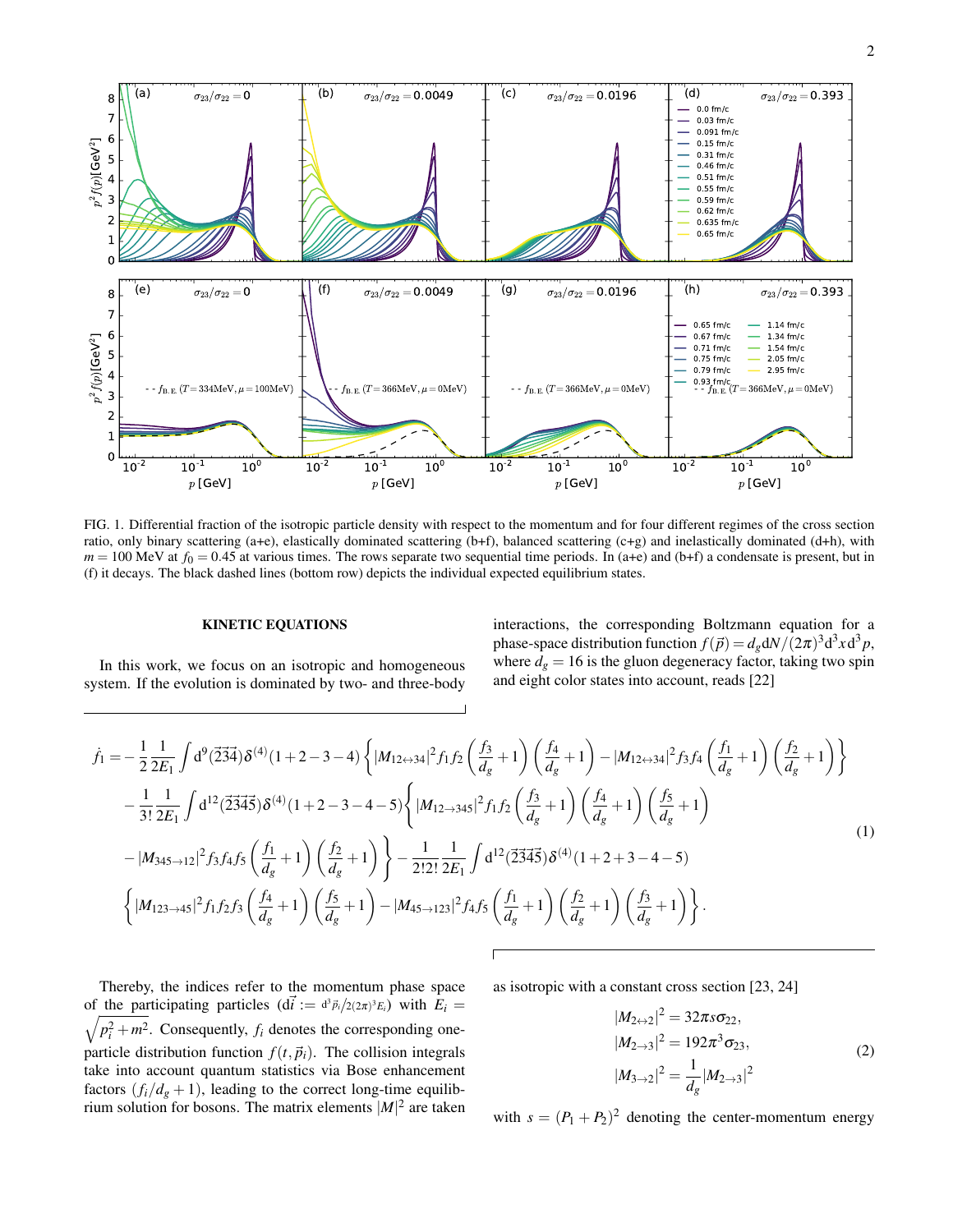FIG. 1. Differential fraction of the isotropic particle density with respect to the momentum and for four different regimes of the cross section ratio, only binary scattering (a+e), elastically dominated scattering (b+f), balanced scattering (c+g) and inelastically dominated (d+h), with $m = 100$ MeV at $f_0 = 0.45$ at various times. The rows separate two sequential time periods. In (a+e) and (b+f) a condensate is present, but in (f) it decays. The black dashed lines (bottom row) depicts the individual expected equilibrium states.

## KINETIC EQUATIONS

In this work, we focus on an isotropic and homogeneous system. If the evolution is dominated by two- and three-body interactions, the corresponding Boltzmann equation for a phase-space distribution function $f(\vec{p}) = d_g \mathrm{d}N/(2\pi)^3\mathrm{d}^3x\,\mathrm{d}^3p$, where $d_g = 16$ is the gluon degeneracy factor, taking two spin and eight color states into account, reads [22]

$$
\begin{aligned}
\dot{f}_1 = &-\frac{1}{2}\frac{1}{2E_1}\int \mathrm{d}^9(\vec{2}\vec{3}\vec{4})\delta^{(4)}(1+2-3-4)\left\{|M_{12\leftrightarrow 34}|^2 f_1 f_2\left(\frac{f_3}{d_g}+1\right)\left(\frac{f_4}{d_g}+1\right) - |M_{12\leftrightarrow 34}|^2 f_3 f_4\left(\frac{f_1}{d_g}+1\right)\left(\frac{f_2}{d_g}+1\right)\right\} \\
&-\frac{1}{3!}\frac{1}{2E_1}\int \mathrm{d}^{12}(\vec{2}\vec{3}\vec{4}\vec{5})\delta^{(4)}(1+2-3-4-5)\left\{|M_{12\to 345}|^2 f_1 f_2\left(\frac{f_3}{d_g}+1\right)\left(\frac{f_4}{d_g}+1\right)\left(\frac{f_5}{d_g}+1\right)\right. \\
&\left.-|M_{345\to 12}|^2 f_3 f_4 f_5\left(\frac{f_1}{d_g}+1\right)\left(\frac{f_2}{d_g}+1\right)\right\} - \frac{1}{2!2!}\frac{1}{2E_1}\int \mathrm{d}^{12}(\vec{2}\vec{3}\vec{4}\vec{5})\delta^{(4)}(1+2+3-4-5) \\
&\left\{|M_{123\to 45}|^2 f_1 f_2 f_3\left(\frac{f_4}{d_g}+1\right)\left(\frac{f_5}{d_g}+1\right) - |M_{45\to 123}|^2 f_4 f_5\left(\frac{f_1}{d_g}+1\right)\left(\frac{f_2}{d_g}+1\right)\left(\frac{f_3}{d_g}+1\right)\right\}.
\end{aligned}
\tag{1}
$$

Thereby, the indices refer to the momentum phase space of the participating particles ($\mathrm{d}\vec{i} := \mathrm{d}^3\vec{p}_i/2(2\pi)^3E_i$) with $E_i = \sqrt{p_i^2+m^2}$. Consequently, $f_i$ denotes the corresponding one-particle distribution function $f(t,\vec{p}_i)$. The collision integrals take into account quantum statistics via Bose enhancement factors $(f_i/d_g+1)$, leading to the correct long-time equilibrium solution for bosons. The matrix elements $|M|^2$ are taken as isotropic with a constant cross section [23, 24]

$$
\begin{aligned}
|M_{2\leftrightarrow 2}|^2 &= 32\pi s\sigma_{22}, \\
|M_{2\to 3}|^2 &= 192\pi^3\sigma_{23}, \\
|M_{3\to 2}|^2 &= \frac{1}{d_g}|M_{2\to 3}|^2
\end{aligned}
\tag{2}
$$

with $s = (P_1+P_2)^2$ denoting the center-momentum energy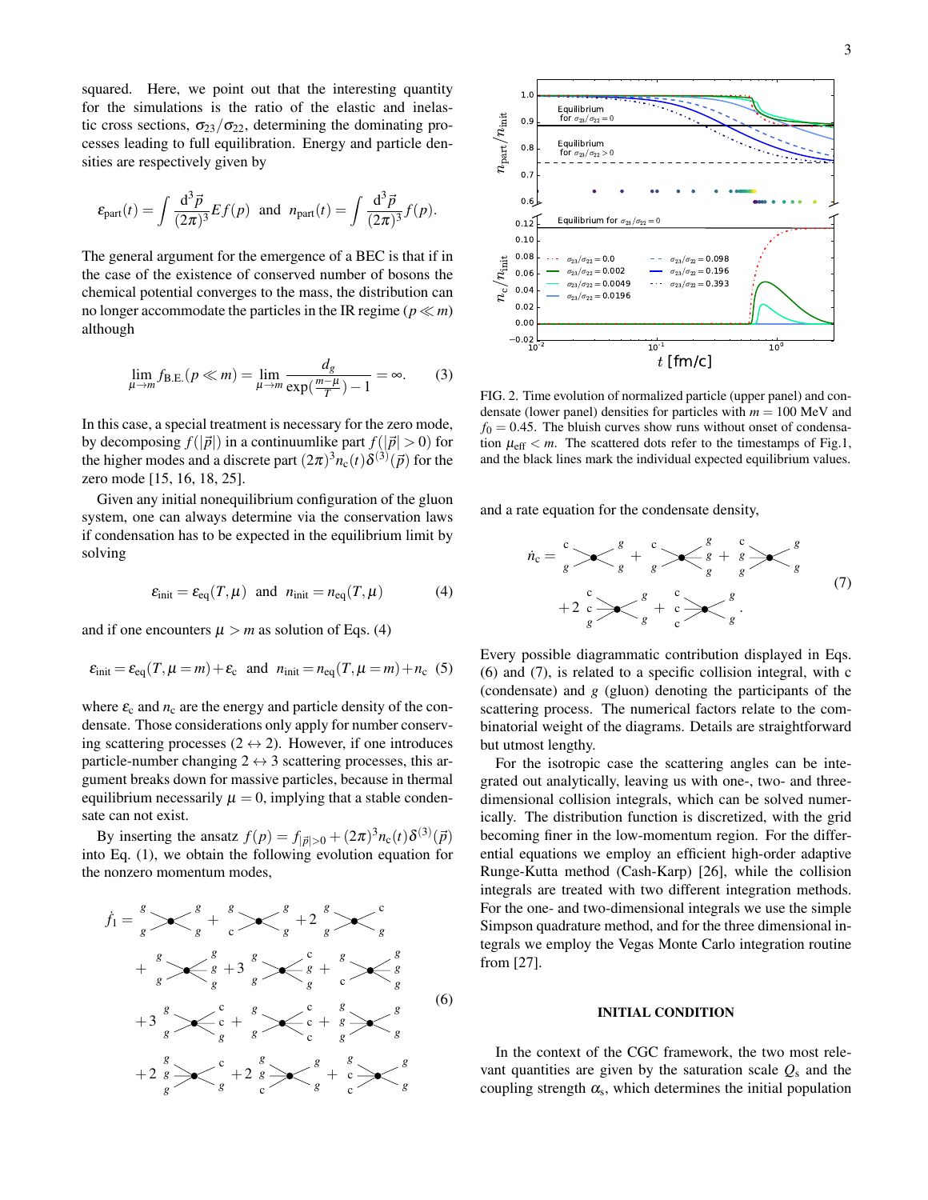squared. Here, we point out that the interesting quantity for the simulations is the ratio of the elastic and inelastic cross sections, $\sigma_{23}/\sigma_{22}$, determining the dominating processes leading to full equilibration. Energy and particle densities are respectively given by

$$\varepsilon_{\rm part}(t) = \int \frac{d^3\vec{p}}{(2\pi)^3} E f(p) \quad \text{and} \quad n_{\rm part}(t) = \int \frac{d^3\vec{p}}{(2\pi)^3} f(p).$$

The general argument for the emergence of a BEC is that if in the case of the existence of conserved number of bosons the chemical potential converges to the mass, the distribution can no longer accommodate the particles in the IR regime ($p \ll m$) although

$$\lim_{\mu\to m} f_{\rm B.E.}(p \ll m) = \lim_{\mu\to m} \frac{d_g}{\exp(\frac{m-\mu}{T}) - 1} = \infty. \qquad (3)$$

In this case, a special treatment is necessary for the zero mode, by decomposing $f(|\vec{p}|)$ in a continuumlike part $f(|\vec{p}|>0)$ for the higher modes and a discrete part $(2\pi)^3 n_{\rm c}(t)\delta^{(3)}(\vec{p})$ for the zero mode [15, 16, 18, 25].

Given any initial nonequilibrium configuration of the gluon system, one can always determine via the conservation laws if condensation has to be expected in the equilibrium limit by solving

$$\varepsilon_{\rm init} = \varepsilon_{\rm eq}(T,\mu) \quad \text{and} \quad n_{\rm init} = n_{\rm eq}(T,\mu) \qquad (4)$$

and if one encounters $\mu > m$ as solution of Eqs. (4)

$$\varepsilon_{\rm init} = \varepsilon_{\rm eq}(T,\mu=m) + \varepsilon_{\rm c} \quad \text{and} \quad n_{\rm init} = n_{\rm eq}(T,\mu=m) + n_{\rm c} \quad (5)$$

where $\varepsilon_{\rm c}$ and $n_{\rm c}$ are the energy and particle density of the condensate. Those considerations only apply for number conserving scattering processes ($2 \leftrightarrow 2$). However, if one introduces particle-number changing $2 \leftrightarrow 3$ scattering processes, this argument breaks down for massive particles, because in thermal equilibrium necessarily $\mu = 0$, implying that a stable condensate can not exist.

By inserting the ansatz $f(p) = f_{|\vec{p}|>0} + (2\pi)^3 n_{\rm c}(t)\delta^{(3)}(\vec{p})$ into Eq. (1), we obtain the following evolution equation for the nonzero momentum modes,

$$\dot{f}_1 = [gg \to gg] + [gc \to gg] + 2\,[gg \to gc] + [gg \to ggg] + 3\,[gg \to ggc] + [gc \to ggg] + 3\,[gg \to gcc] + [gg \to gcc] + [gg \to gg\,g] + 2\,[ggg \to gc] + 2\,[ggc \to gg] + [gcc \to gg] \qquad (6)$$

FIG. 2. Time evolution of normalized particle (upper panel) and condensate (lower panel) densities for particles with $m = 100$ MeV and $f_0 = 0.45$. The bluish curves show runs without onset of condensation $\mu_{\rm eff} < m$. The scattered dots refer to the timestamps of Fig.1, and the black lines mark the individual expected equilibrium values.

and a rate equation for the condensate density,

$$\dot{n}_{\rm c} = [cg \to gg] + [cg \to ggg] + [cgg \to gg] + 2\,[ccg \to gg] + [ccc \to gg]. \qquad (7)$$

Every possible diagrammatic contribution displayed in Eqs. (6) and (7), is related to a specific collision integral, with c (condensate) and $g$ (gluon) denoting the participants of the scattering process. The numerical factors relate to the combinatorial weight of the diagrams. Details are straightforward but utmost lengthy.

For the isotropic case the scattering angles can be integrated out analytically, leaving us with one-, two- and three-dimensional collision integrals, which can be solved numerically. The distribution function is discretized, with the grid becoming finer in the low-momentum region. For the differential equations we employ an efficient high-order adaptive Runge-Kutta method (Cash-Karp) [26], while the collision integrals are treated with two different integration methods. For the one- and two-dimensional integrals we use the simple Simpson quadrature method, and for the three dimensional integrals we employ the Vegas Monte Carlo integration routine from [27].

## INITIAL CONDITION

In the context of the CGC framework, the two most relevant quantities are given by the saturation scale $Q_{\rm s}$ and the coupling strength $\alpha_{\rm s}$, which determines the initial population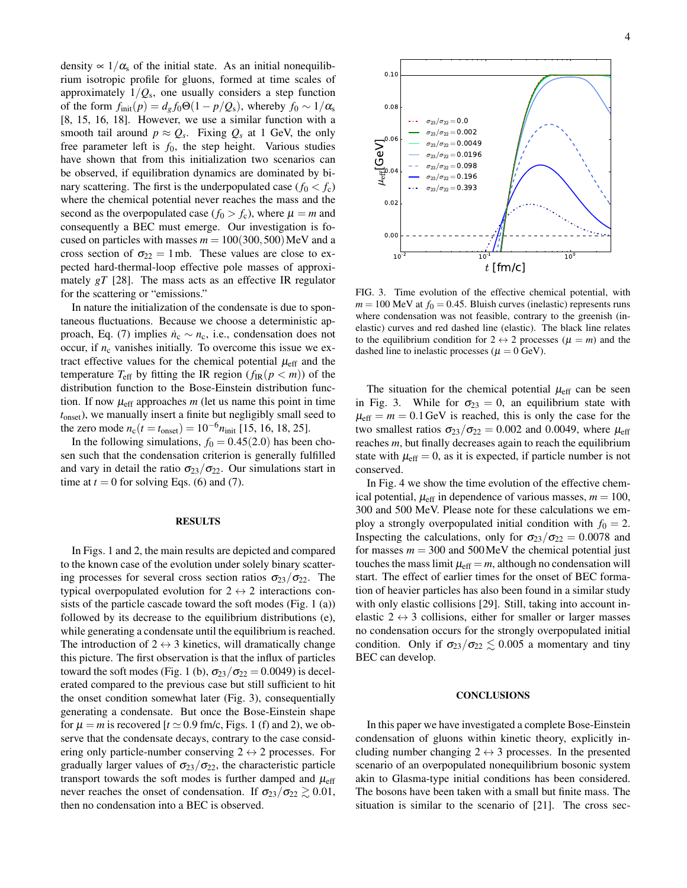density $\propto 1/\alpha_s$ of the initial state. As an initial nonequilibrium isotropic profile for gluons, formed at time scales of approximately $1/Q_s$, one usually considers a step function of the form $f_{\rm init}(p) = d_g f_0 \Theta(1 - p/Q_s)$, whereby $f_0 \sim 1/\alpha_s$ [8, 15, 16, 18]. However, we use a similar function with a smooth tail around $p \approx Q_s$. Fixing $Q_s$ at 1 GeV, the only free parameter left is $f_0$, the step height. Various studies have shown that from this initialization two scenarios can be observed, if equilibration dynamics are dominated by binary scattering. The first is the underpopulated case ($f_0 < f_c$) where the chemical potential never reaches the mass and the second as the overpopulated case ($f_0 > f_c$), where $\mu = m$ and consequently a BEC must emerge. Our investigation is focused on particles with masses $m = 100(300, 500)$ MeV and a cross section of $\sigma_{22} = 1\,\text{mb}$. These values are close to expected hard-thermal-loop effective pole masses of approximately $gT$ [28]. The mass acts as an effective IR regulator for the scattering or "emissions."

In nature the initialization of the condensate is due to spontaneous fluctuations. Because we choose a deterministic approach, Eq. (7) implies $\dot{n}_c \sim n_c$, i.e., condensation does not occur, if $n_c$ vanishes initially. To overcome this issue we extract effective values for the chemical potential $\mu_{\rm eff}$ and the temperature $T_{\rm eff}$ by fitting the IR region ($f_{\rm IR}(p < m)$) of the distribution function to the Bose-Einstein distribution function. If now $\mu_{\rm eff}$ approaches $m$ (let us name this point in time $t_{\rm onset}$), we manually insert a finite but negligibly small seed to the zero mode $n_c(t = t_{\rm onset}) = 10^{-6} n_{\rm init}$ [15, 16, 18, 25].

In the following simulations, $f_0 = 0.45(2.0)$ has been chosen such that the condensation criterion is generally fulfilled and vary in detail the ratio $\sigma_{23}/\sigma_{22}$. Our simulations start in time at $t = 0$ for solving Eqs. (6) and (7).

## RESULTS

In Figs. 1 and 2, the main results are depicted and compared to the known case of the evolution under solely binary scattering processes for several cross section ratios $\sigma_{23}/\sigma_{22}$. The typical overpopulated evolution for $2 \leftrightarrow 2$ interactions consists of the particle cascade toward the soft modes (Fig. 1 (a)) followed by its decrease to the equilibrium distributions (e), while generating a condensate until the equilibrium is reached. The introduction of $2 \leftrightarrow 3$ kinetics, will dramatically change this picture. The first observation is that the influx of particles toward the soft modes (Fig. 1 (b), $\sigma_{23}/\sigma_{22} = 0.0049$) is decelerated compared to the previous case but still sufficient to hit the onset condition somewhat later (Fig. 3), consequentially generating a condensate. But once the Bose-Einstein shape for $\mu = m$ is recovered [$t \simeq 0.9$ fm/c, Figs. 1 (f) and 2), we observe that the condensate decays, contrary to the case considering only particle-number conserving $2 \leftrightarrow 2$ processes. For gradually larger values of $\sigma_{23}/\sigma_{22}$, the characteristic particle transport towards the soft modes is further damped and $\mu_{\rm eff}$ never reaches the onset of condensation. If $\sigma_{23}/\sigma_{22} \gtrsim 0.01$, then no condensation into a BEC is observed.

FIG. 3. Time evolution of the effective chemical potential, with $m = 100$ MeV at $f_0 = 0.45$. Bluish curves (inelastic) represents runs where condensation was not feasible, contrary to the greenish (inelastic) curves and red dashed line (elastic). The black line relates to the equilibrium condition for $2 \leftrightarrow 2$ processes ($\mu = m$) and the dashed line to inelastic processes ($\mu = 0$ GeV).

The situation for the chemical potential $\mu_{\rm eff}$ can be seen in Fig. 3. While for $\sigma_{23} = 0$, an equilibrium state with $\mu_{\rm eff} = m = 0.1\,\text{GeV}$ is reached, this is only the case for the two smallest ratios $\sigma_{23}/\sigma_{22} = 0.002$ and $0.0049$, where $\mu_{\rm eff}$ reaches $m$, but finally decreases again to reach the equilibrium state with $\mu_{\rm eff} = 0$, as it is expected, if particle number is not conserved.

In Fig. 4 we show the time evolution of the effective chemical potential, $\mu_{\rm eff}$ in dependence of various masses, $m = 100$, 300 and 500 MeV. Please note for these calculations we employ a strongly overpopulated initial condition with $f_0 = 2$. Inspecting the calculations, only for $\sigma_{23}/\sigma_{22} = 0.0078$ and for masses $m = 300$ and 500 MeV the chemical potential just touches the mass limit $\mu_{\rm eff} = m$, although no condensation will start. The effect of earlier times for the onset of BEC formation of heavier particles has also been found in a similar study with only elastic collisions [29]. Still, taking into account inelastic $2 \leftrightarrow 3$ collisions, either for smaller or larger masses no condensation occurs for the strongly overpopulated initial condition. Only if $\sigma_{23}/\sigma_{22} \lesssim 0.005$ a momentary and tiny BEC can develop.

## CONCLUSIONS

In this paper we have investigated a complete Bose-Einstein condensation of gluons within kinetic theory, explicitly including number changing $2 \leftrightarrow 3$ processes. In the presented scenario of an overpopulated nonequilibrium bosonic system akin to Glasma-type initial conditions has been considered. The bosons have been taken with a small but finite mass. The situation is similar to the scenario of [21]. The cross sec-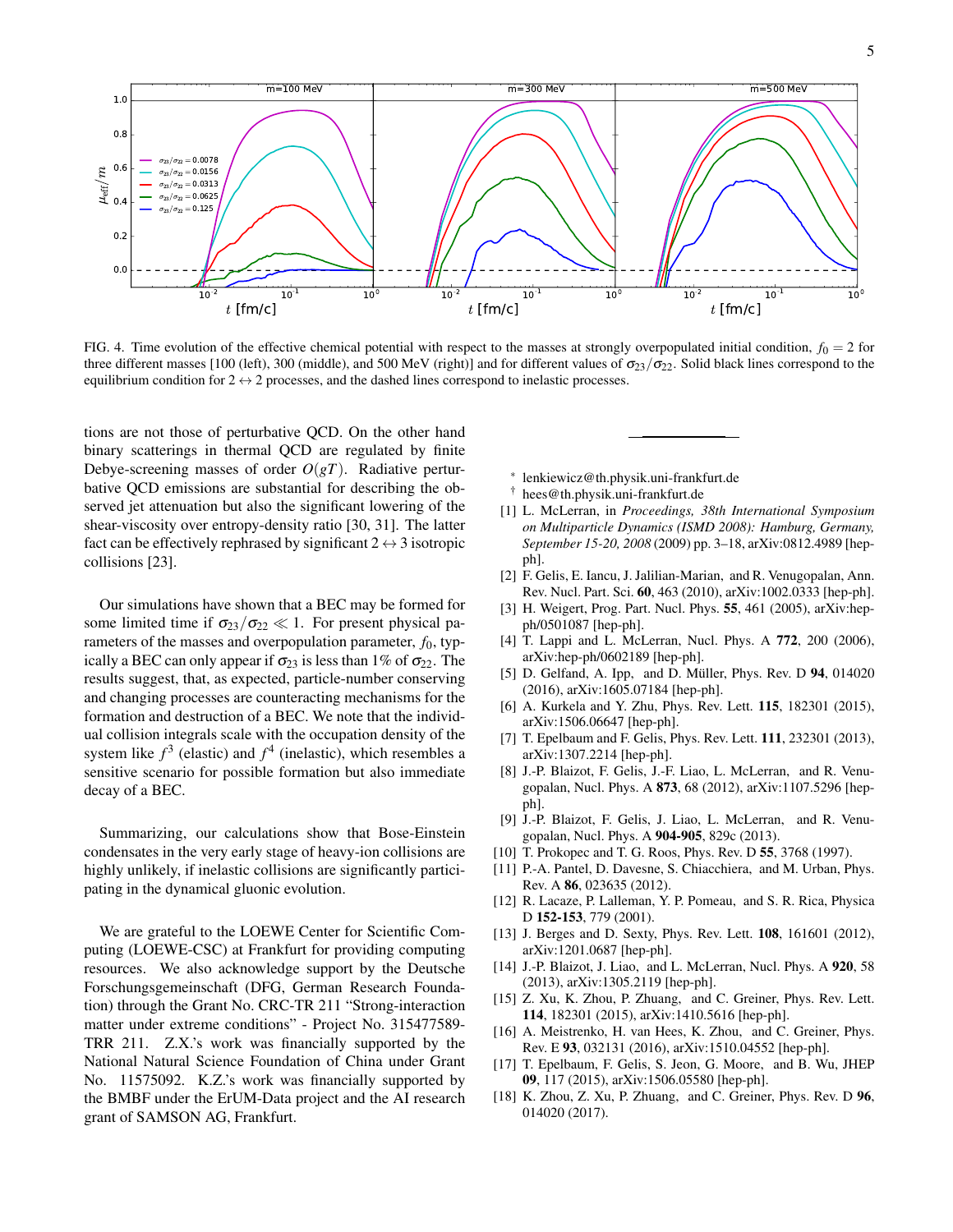FIG. 4. Time evolution of the effective chemical potential with respect to the masses at strongly overpopulated initial condition, $f_0 = 2$ for three different masses [100 (left), 300 (middle), and 500 MeV (right)] and for different values of $\sigma_{23}/\sigma_{22}$. Solid black lines correspond to the equilibrium condition for $2 \leftrightarrow 2$ processes, and the dashed lines correspond to inelastic processes.

tions are not those of perturbative QCD. On the other hand binary scatterings in thermal QCD are regulated by finite Debye-screening masses of order $O(gT)$. Radiative perturbative QCD emissions are substantial for describing the observed jet attenuation but also the significant lowering of the shear-viscosity over entropy-density ratio [30, 31]. The latter fact can be effectively rephrased by significant $2 \leftrightarrow 3$ isotropic collisions [23].

Our simulations have shown that a BEC may be formed for some limited time if $\sigma_{23}/\sigma_{22} \ll 1$. For present physical parameters of the masses and overpopulation parameter, $f_0$, typically a BEC can only appear if $\sigma_{23}$ is less than 1% of $\sigma_{22}$. The results suggest, that, as expected, particle-number conserving and changing processes are counteracting mechanisms for the formation and destruction of a BEC. We note that the individual collision integrals scale with the occupation density of the system like $f^3$ (elastic) and $f^4$ (inelastic), which resembles a sensitive scenario for possible formation but also immediate decay of a BEC.

Summarizing, our calculations show that Bose-Einstein condensates in the very early stage of heavy-ion collisions are highly unlikely, if inelastic collisions are significantly participating in the dynamical gluonic evolution.

We are grateful to the LOEWE Center for Scientific Computing (LOEWE-CSC) at Frankfurt for providing computing resources. We also acknowledge support by the Deutsche Forschungsgemeinschaft (DFG, German Research Foundation) through the Grant No. CRC-TR 211 "Strong-interaction matter under extreme conditions" - Project No. 315477589-TRR 211. Z.X.'s work was financially supported by the National Natural Science Foundation of China under Grant No. 11575092. K.Z.'s work was financially supported by the BMBF under the ErUM-Data project and the AI research grant of SAMSON AG, Frankfurt.

---

* lenkiewicz@th.physik.uni-frankfurt.de
† hees@th.physik.uni-frankfurt.de

[1] L. McLerran, in *Proceedings, 38th International Symposium on Multiparticle Dynamics (ISMD 2008): Hamburg, Germany, September 15-20, 2008* (2009) pp. 3–18, arXiv:0812.4989 [hep-ph].
[2] F. Gelis, E. Iancu, J. Jalilian-Marian, and R. Venugopalan, Ann. Rev. Nucl. Part. Sci. **60**, 463 (2010), arXiv:1002.0333 [hep-ph].
[3] H. Weigert, Prog. Part. Nucl. Phys. **55**, 461 (2005), arXiv:hep-ph/0501087 [hep-ph].
[4] T. Lappi and L. McLerran, Nucl. Phys. A **772**, 200 (2006), arXiv:hep-ph/0602189 [hep-ph].
[5] D. Gelfand, A. Ipp, and D. Müller, Phys. Rev. D **94**, 014020 (2016), arXiv:1605.07184 [hep-ph].
[6] A. Kurkela and Y. Zhu, Phys. Rev. Lett. **115**, 182301 (2015), arXiv:1506.06647 [hep-ph].
[7] T. Epelbaum and F. Gelis, Phys. Rev. Lett. **111**, 232301 (2013), arXiv:1307.2214 [hep-ph].
[8] J.-P. Blaizot, F. Gelis, J.-F. Liao, L. McLerran, and R. Venugopalan, Nucl. Phys. A **873**, 68 (2012), arXiv:1107.5296 [hep-ph].
[9] J.-P. Blaizot, F. Gelis, J. Liao, L. McLerran, and R. Venugopalan, Nucl. Phys. A **904-905**, 829c (2013).
[10] T. Prokopec and T. G. Roos, Phys. Rev. D **55**, 3768 (1997).
[11] P.-A. Pantel, D. Davesne, S. Chiacchiera, and M. Urban, Phys. Rev. A **86**, 023635 (2012).
[12] R. Lacaze, P. Lalleman, Y. P. Pomeau, and S. R. Rica, Physica D **152-153**, 779 (2001).
[13] J. Berges and D. Sexty, Phys. Rev. Lett. **108**, 161601 (2012), arXiv:1201.0687 [hep-ph].
[14] J.-P. Blaizot, J. Liao, and L. McLerran, Nucl. Phys. A **920**, 58 (2013), arXiv:1305.2119 [hep-ph].
[15] Z. Xu, K. Zhou, P. Zhuang, and C. Greiner, Phys. Rev. Lett. **114**, 182301 (2015), arXiv:1410.5616 [hep-ph].
[16] A. Meistrenko, H. van Hees, K. Zhou, and C. Greiner, Phys. Rev. E **93**, 032131 (2016), arXiv:1510.04552 [hep-ph].
[17] T. Epelbaum, F. Gelis, S. Jeon, G. Moore, and B. Wu, JHEP **09**, 117 (2015), arXiv:1506.05580 [hep-ph].
[18] K. Zhou, Z. Xu, P. Zhuang, and C. Greiner, Phys. Rev. D **96**, 014020 (2017).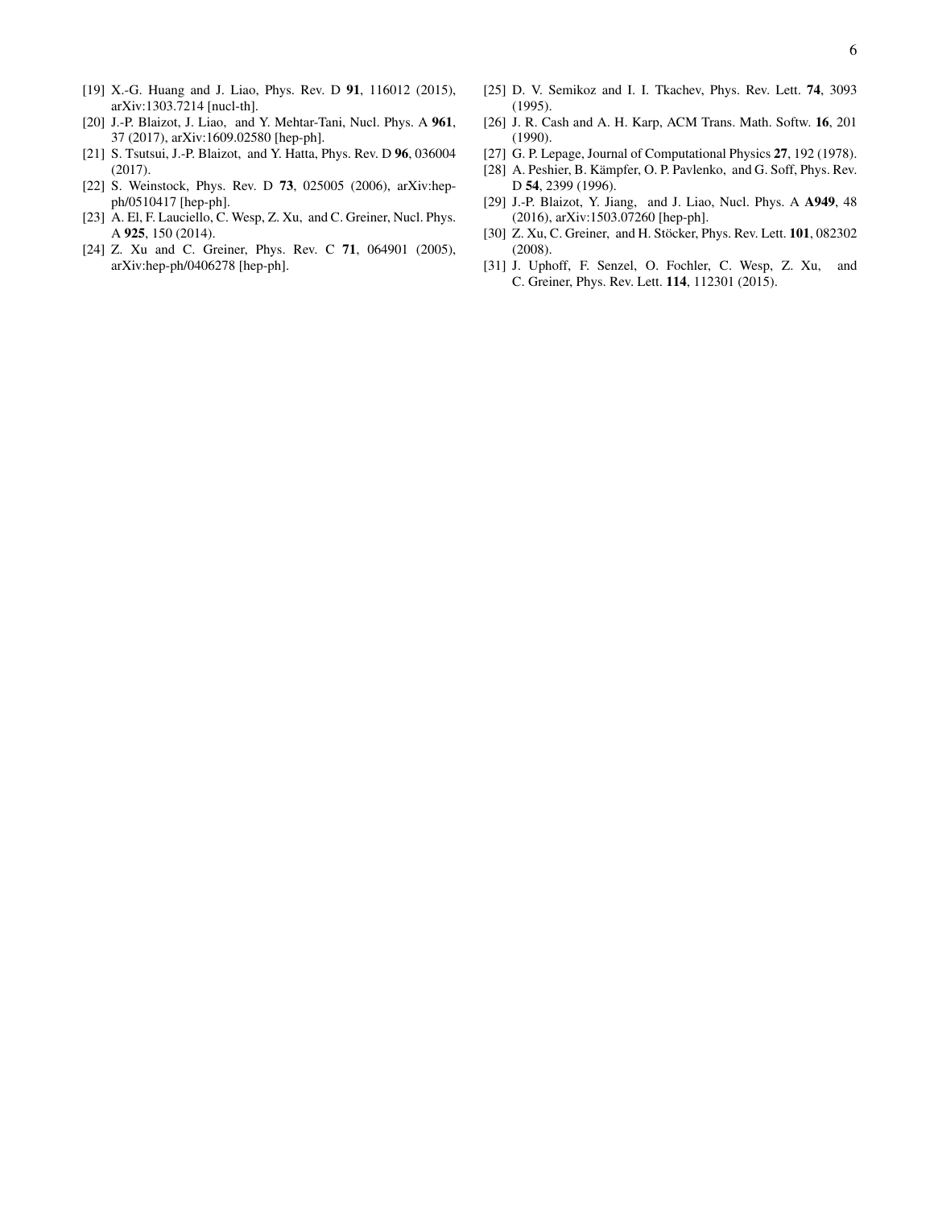[19] X.-G. Huang and J. Liao, Phys. Rev. D **91**, 116012 (2015), arXiv:1303.7214 [nucl-th].

[20] J.-P. Blaizot, J. Liao, and Y. Mehtar-Tani, Nucl. Phys. A **961**, 37 (2017), arXiv:1609.02580 [hep-ph].

[21] S. Tsutsui, J.-P. Blaizot, and Y. Hatta, Phys. Rev. D **96**, 036004 (2017).

[22] S. Weinstock, Phys. Rev. D **73**, 025005 (2006), arXiv:hep-ph/0510417 [hep-ph].

[23] A. El, F. Lauciello, C. Wesp, Z. Xu, and C. Greiner, Nucl. Phys. A **925**, 150 (2014).

[24] Z. Xu and C. Greiner, Phys. Rev. C **71**, 064901 (2005), arXiv:hep-ph/0406278 [hep-ph].

[25] D. V. Semikoz and I. I. Tkachev, Phys. Rev. Lett. **74**, 3093 (1995).

[26] J. R. Cash and A. H. Karp, ACM Trans. Math. Softw. **16**, 201 (1990).

[27] G. P. Lepage, Journal of Computational Physics **27**, 192 (1978).

[28] A. Peshier, B. Kämpfer, O. P. Pavlenko, and G. Soff, Phys. Rev. D **54**, 2399 (1996).

[29] J.-P. Blaizot, Y. Jiang, and J. Liao, Nucl. Phys. A **A949**, 48 (2016), arXiv:1503.07260 [hep-ph].

[30] Z. Xu, C. Greiner, and H. Stöcker, Phys. Rev. Lett. **101**, 082302 (2008).

[31] J. Uphoff, F. Senzel, O. Fochler, C. Wesp, Z. Xu, and C. Greiner, Phys. Rev. Lett. **114**, 112301 (2015).